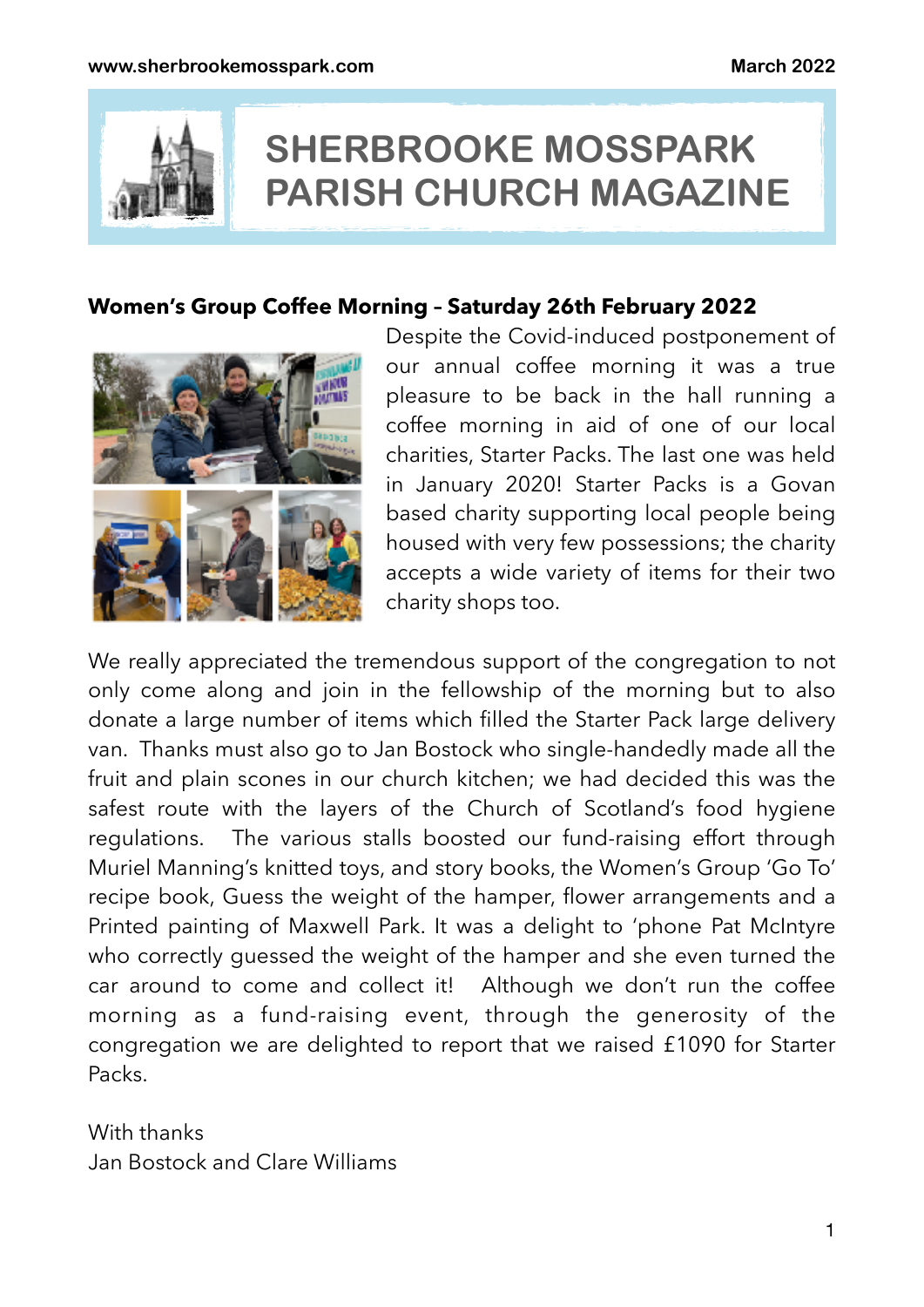# SHERBROOKE MOSSPARK PARISH CHURCH MAGAZINE

**Women's Group Coffee Morning – Saturday 26th February 2022**

Despite the Covid-induced postponement of our annual coffee morning it was a true pleasure to be back in the hall running a coffee morning in aid of one of our local charities, Starter Packs. The last one was held in January 2020! Starter Packs is a Govan based charity supporting local people being housed with very few possessions; the charity accepts a wide variety of items for their two charity shops too.

We really appreciated the tremendous support of the congregation to not only come along and join in the fellowship of the morning but to also donate a large number of items which filled the Starter Pack large delivery van. Thanks must also go to Jan Bostock who single-handedly made all the fruit and plain scones in our church kitchen; we had decided this was the safest route with the layers of the Church of Scotland's food hygiene regulations. The various stalls boosted our fund-raising effort through Muriel Manning's knitted toys, and story books, the Women's Group 'Go To' recipe book, Guess the weight of the hamper, flower arrangements and a Printed painting of Maxwell Park. It was a delight to 'phone Pat McIntyre who correctly guessed the weight of the hamper and she even turned the car around to come and collect it! Although we don't run the coffee morning as a fund-raising event, through the generosity of the congregation we are delighted to report that we raised £1090 for Starter Packs.

With thanks
Jan Bostock and Clare Williams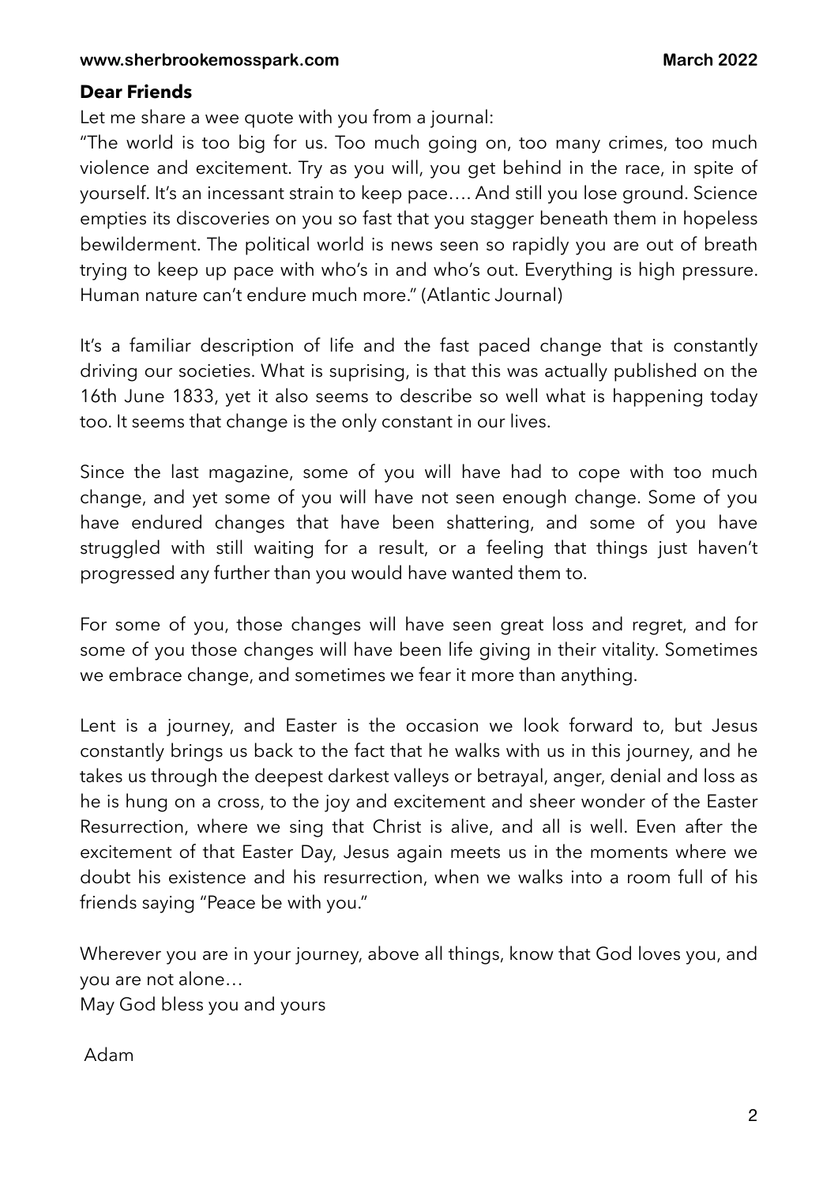**Dear Friends**

Let me share a wee quote with you from a journal:

"The world is too big for us. Too much going on, too many crimes, too much violence and excitement. Try as you will, you get behind in the race, in spite of yourself. It's an incessant strain to keep pace…. And still you lose ground. Science empties its discoveries on you so fast that you stagger beneath them in hopeless bewilderment. The political world is news seen so rapidly you are out of breath trying to keep up pace with who's in and who's out. Everything is high pressure. Human nature can't endure much more." (Atlantic Journal)

It's a familiar description of life and the fast paced change that is constantly driving our societies. What is suprising, is that this was actually published on the 16th June 1833, yet it also seems to describe so well what is happening today too. It seems that change is the only constant in our lives.

Since the last magazine, some of you will have had to cope with too much change, and yet some of you will have not seen enough change. Some of you have endured changes that have been shattering, and some of you have struggled with still waiting for a result, or a feeling that things just haven't progressed any further than you would have wanted them to.

For some of you, those changes will have seen great loss and regret, and for some of you those changes will have been life giving in their vitality. Sometimes we embrace change, and sometimes we fear it more than anything.

Lent is a journey, and Easter is the occasion we look forward to, but Jesus constantly brings us back to the fact that he walks with us in this journey, and he takes us through the deepest darkest valleys or betrayal, anger, denial and loss as he is hung on a cross, to the joy and excitement and sheer wonder of the Easter Resurrection, where we sing that Christ is alive, and all is well. Even after the excitement of that Easter Day, Jesus again meets us in the moments where we doubt his existence and his resurrection, when we walks into a room full of his friends saying "Peace be with you."

Wherever you are in your journey, above all things, know that God loves you, and you are not alone…

May God bless you and yours

Adam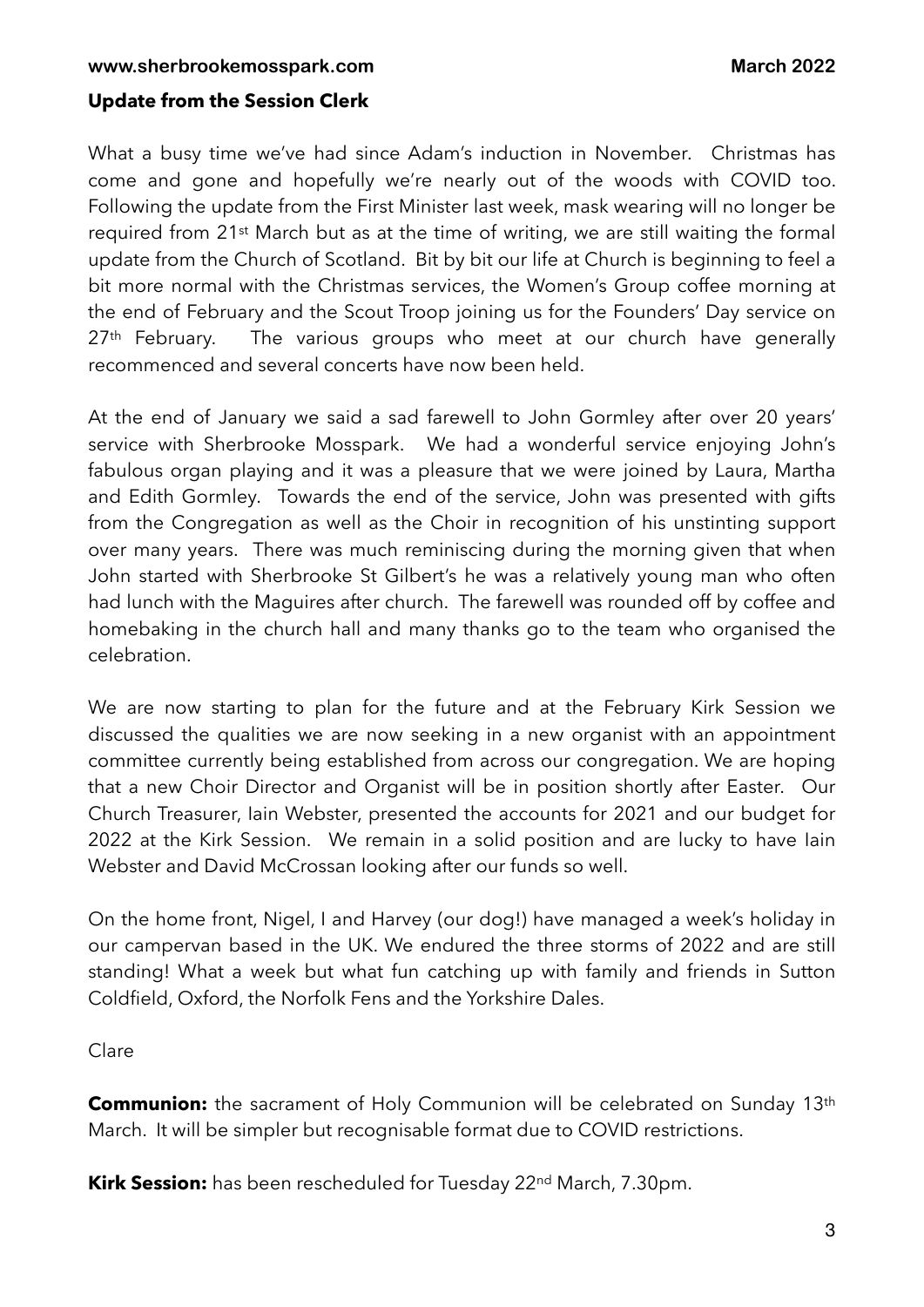## Update from the Session Clerk

What a busy time we've had since Adam's induction in November. Christmas has come and gone and hopefully we're nearly out of the woods with COVID too. Following the update from the First Minister last week, mask wearing will no longer be required from 21st March but as at the time of writing, we are still waiting the formal update from the Church of Scotland. Bit by bit our life at Church is beginning to feel a bit more normal with the Christmas services, the Women's Group coffee morning at the end of February and the Scout Troop joining us for the Founders' Day service on 27th February. The various groups who meet at our church have generally recommenced and several concerts have now been held.

At the end of January we said a sad farewell to John Gormley after over 20 years' service with Sherbrooke Mosspark. We had a wonderful service enjoying John's fabulous organ playing and it was a pleasure that we were joined by Laura, Martha and Edith Gormley. Towards the end of the service, John was presented with gifts from the Congregation as well as the Choir in recognition of his unstinting support over many years. There was much reminiscing during the morning given that when John started with Sherbrooke St Gilbert's he was a relatively young man who often had lunch with the Maguires after church. The farewell was rounded off by coffee and homebaking in the church hall and many thanks go to the team who organised the celebration.

We are now starting to plan for the future and at the February Kirk Session we discussed the qualities we are now seeking in a new organist with an appointment committee currently being established from across our congregation. We are hoping that a new Choir Director and Organist will be in position shortly after Easter. Our Church Treasurer, Iain Webster, presented the accounts for 2021 and our budget for 2022 at the Kirk Session. We remain in a solid position and are lucky to have Iain Webster and David McCrossan looking after our funds so well.

On the home front, Nigel, I and Harvey (our dog!) have managed a week's holiday in our campervan based in the UK. We endured the three storms of 2022 and are still standing! What a week but what fun catching up with family and friends in Sutton Coldfield, Oxford, the Norfolk Fens and the Yorkshire Dales.

Clare

**Communion:** the sacrament of Holy Communion will be celebrated on Sunday 13th March. It will be simpler but recognisable format due to COVID restrictions.

**Kirk Session:** has been rescheduled for Tuesday 22nd March, 7.30pm.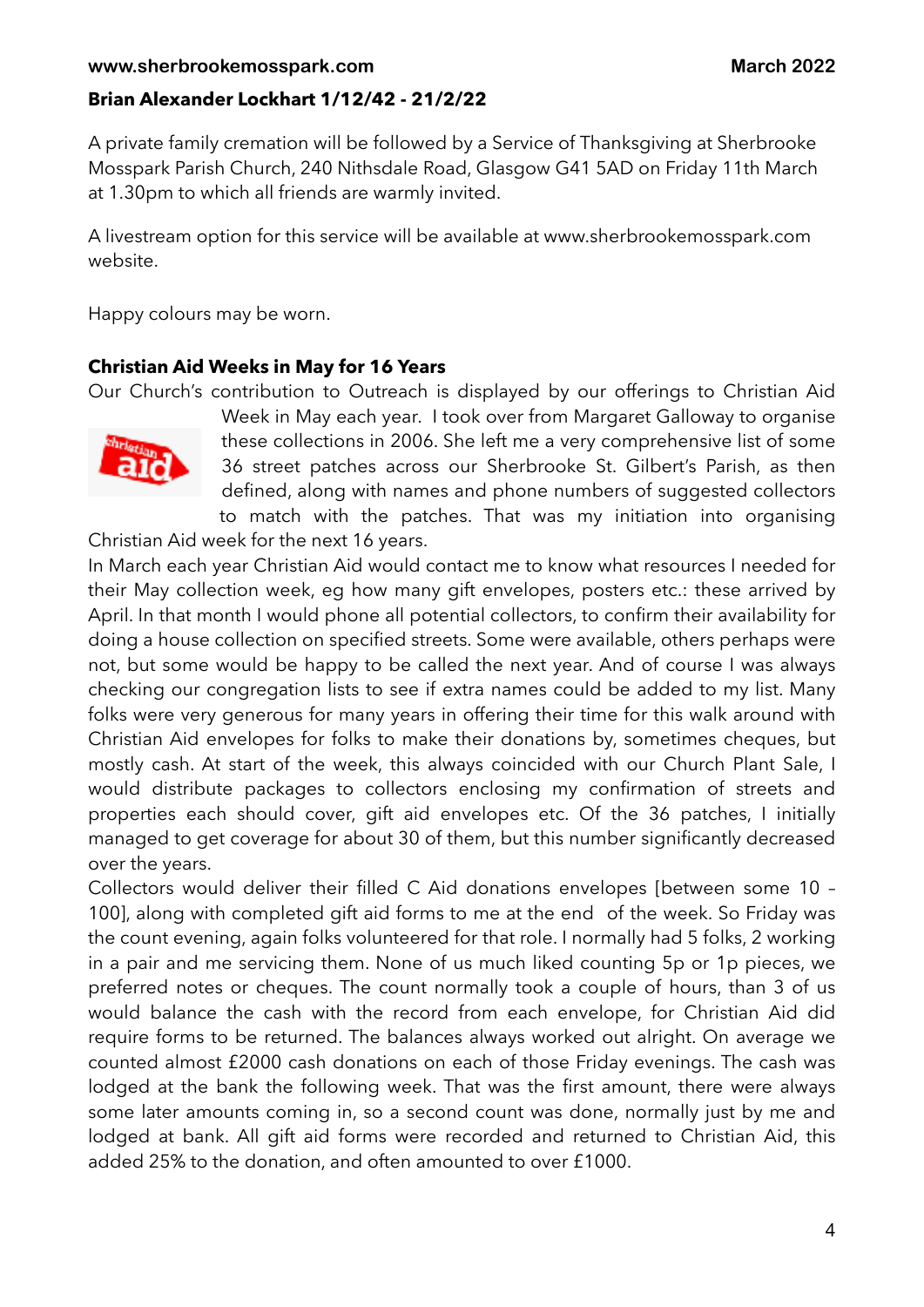**Brian Alexander Lockhart 1/12/42 - 21/2/22**

A private family cremation will be followed by a Service of Thanksgiving at Sherbrooke Mosspark Parish Church, 240 Nithsdale Road, Glasgow G41 5AD on Friday 11th March at 1.30pm to which all friends are warmly invited.

A livestream option for this service will be available at www.sherbrookemosspark.com website.

Happy colours may be worn.

**Christian Aid Weeks in May for 16 Years**

Our Church's contribution to Outreach is displayed by our offerings to Christian Aid Week in May each year. I took over from Margaret Galloway to organise these collections in 2006. She left me a very comprehensive list of some 36 street patches across our Sherbroke St. Gilbert's Parish, as then defined, along with names and phone numbers of suggested collectors to match with the patches. That was my initiation into organising Christian Aid week for the next 16 years.

In March each year Christian Aid would contact me to know what resources I needed for their May collection week, eg how many gift envelopes, posters etc.: these arrived by April. In that month I would phone all potential collectors, to confirm their availability for doing a house collection on specified streets. Some were available, others perhaps were not, but some would be happy to be called the next year. And of course I was always checking our congregation lists to see if extra names could be added to my list. Many folks were very generous for many years in offering their time for this walk around with Christian Aid envelopes for folks to make their donations by, sometimes cheques, but mostly cash. At start of the week, this always coincided with our Church Plant Sale, I would distribute packages to collectors enclosing my confirmation of streets and properties each should cover, gift aid envelopes etc. Of the 36 patches, I initially managed to get coverage for about 30 of them, but this number significantly decreased over the years.

Collectors would deliver their filled C Aid donations envelopes [between some 10 – 100], along with completed gift aid forms to me at the end of the week. So Friday was the count evening, again folks volunteered for that role. I normally had 5 folks, 2 working in a pair and me servicing them. None of us much liked counting 5p or 1p pieces, we preferred notes or cheques. The count normally took a couple of hours, than 3 of us would balance the cash with the record from each envelope, for Christian Aid did require forms to be returned. The balances always worked out alright. On average we counted almost £2000 cash donations on each of those Friday evenings. The cash was lodged at the bank the following week. That was the first amount, there were always some later amounts coming in, so a second count was done, normally just by me and lodged at bank. All gift aid forms were recorded and returned to Christian Aid, this added 25% to the donation, and often amounted to over £1000.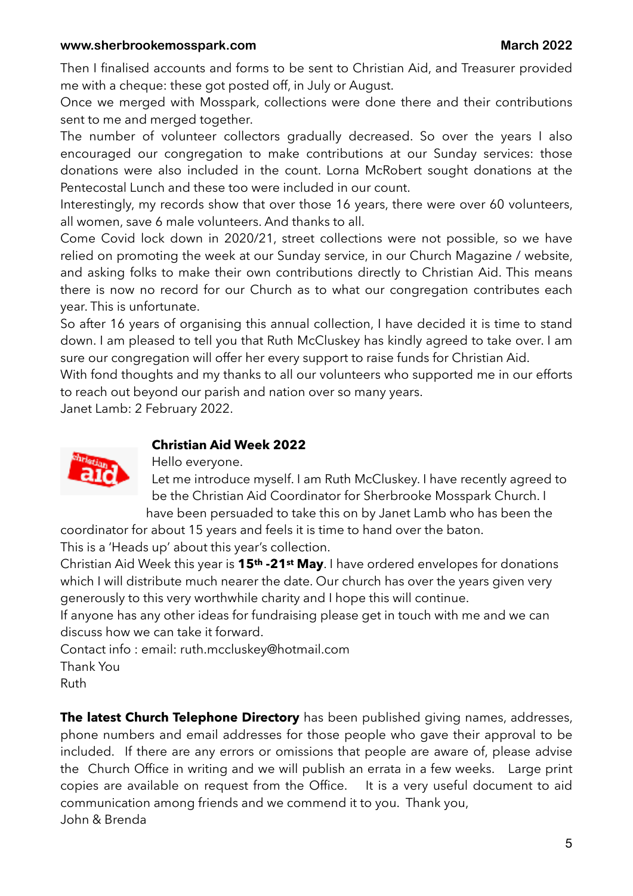Then I finalised accounts and forms to be sent to Christian Aid, and Treasurer provided me with a cheque: these got posted off, in July or August.

Once we merged with Mosspark, collections were done there and their contributions sent to me and merged together.

The number of volunteer collectors gradually decreased. So over the years I also encouraged our congregation to make contributions at our Sunday services: those donations were also included in the count. Lorna McRobert sought donations at the Pentecostal Lunch and these too were included in our count.

Interestingly, my records show that over those 16 years, there were over 60 volunteers, all women, save 6 male volunteers. And thanks to all.

Come Covid lock down in 2020/21, street collections were not possible, so we have relied on promoting the week at our Sunday service, in our Church Magazine / website, and asking folks to make their own contributions directly to Christian Aid. This means there is now no record for our Church as to what our congregation contributes each year. This is unfortunate.

So after 16 years of organising this annual collection, I have decided it is time to stand down. I am pleased to tell you that Ruth McCluskey has kindly agreed to take over. I am sure our congregation will offer her every support to raise funds for Christian Aid.

With fond thoughts and my thanks to all our volunteers who supported me in our efforts to reach out beyond our parish and nation over so many years.

Janet Lamb: 2 February 2022.

**Christian Aid Week 2022**

Hello everyone.

Let me introduce myself. I am Ruth McCluskey. I have recently agreed to be the Christian Aid Coordinator for Sherbrooke Mosspark Church. I have been persuaded to take this on by Janet Lamb who has been the coordinator for about 15 years and feels it is time to hand over the baton.

This is a 'Heads up' about this year's collection.

Christian Aid Week this year is **15th -21st May**. I have ordered envelopes for donations which I will distribute much nearer the date. Our church has over the years given very generously to this very worthwhile charity and I hope this will continue.

If anyone has any other ideas for fundraising please get in touch with me and we can discuss how we can take it forward.

Contact info : email: ruth.mccluskey@hotmail.com

Thank You

Ruth

**The latest Church Telephone Directory** has been published giving names, addresses, phone numbers and email addresses for those people who gave their approval to be included. If there are any errors or omissions that people are aware of, please advise the Church Office in writing and we will publish an errata in a few weeks. Large print copies are available on request from the Office. It is a very useful document to aid communication among friends and we commend it to you. Thank you,

John & Brenda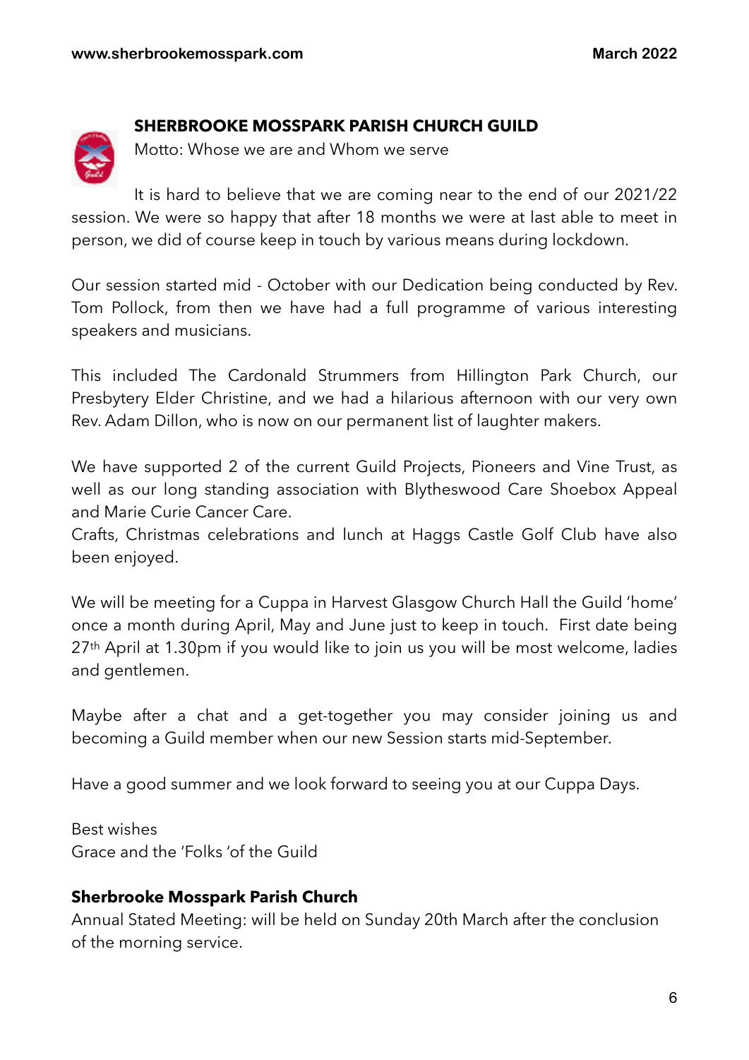## SHERBROOKE MOSSPARK PARISH CHURCH GUILD

Motto: Whose we are and Whom we serve

It is hard to believe that we are coming near to the end of our 2021/22 session. We were so happy that after 18 months we were at last able to meet in person, we did of course keep in touch by various means during lockdown.

Our session started mid - October with our Dedication being conducted by Rev. Tom Pollock, from then we have had a full programme of various interesting speakers and musicians.

This included The Cardonald Strummers from Hillington Park Church, our Presbytery Elder Christine, and we had a hilarious afternoon with our very own Rev. Adam Dillon, who is now on our permanent list of laughter makers.

We have supported 2 of the current Guild Projects, Pioneers and Vine Trust, as well as our long standing association with Blytheswood Care Shoebox Appeal and Marie Curie Cancer Care.
Crafts, Christmas celebrations and lunch at Haggs Castle Golf Club have also been enjoyed.

We will be meeting for a Cuppa in Harvest Glasgow Church Hall the Guild 'home' once a month during April, May and June just to keep in touch. First date being 27th April at 1.30pm if you would like to join us you will be most welcome, ladies and gentlemen.

Maybe after a chat and a get-together you may consider joining us and becoming a Guild member when our new Session starts mid-September.

Have a good summer and we look forward to seeing you at our Cuppa Days.

Best wishes
Grace and the 'Folks 'of the Guild

**Sherbrooke Mosspark Parish Church**
Annual Stated Meeting: will be held on Sunday 20th March after the conclusion of the morning service.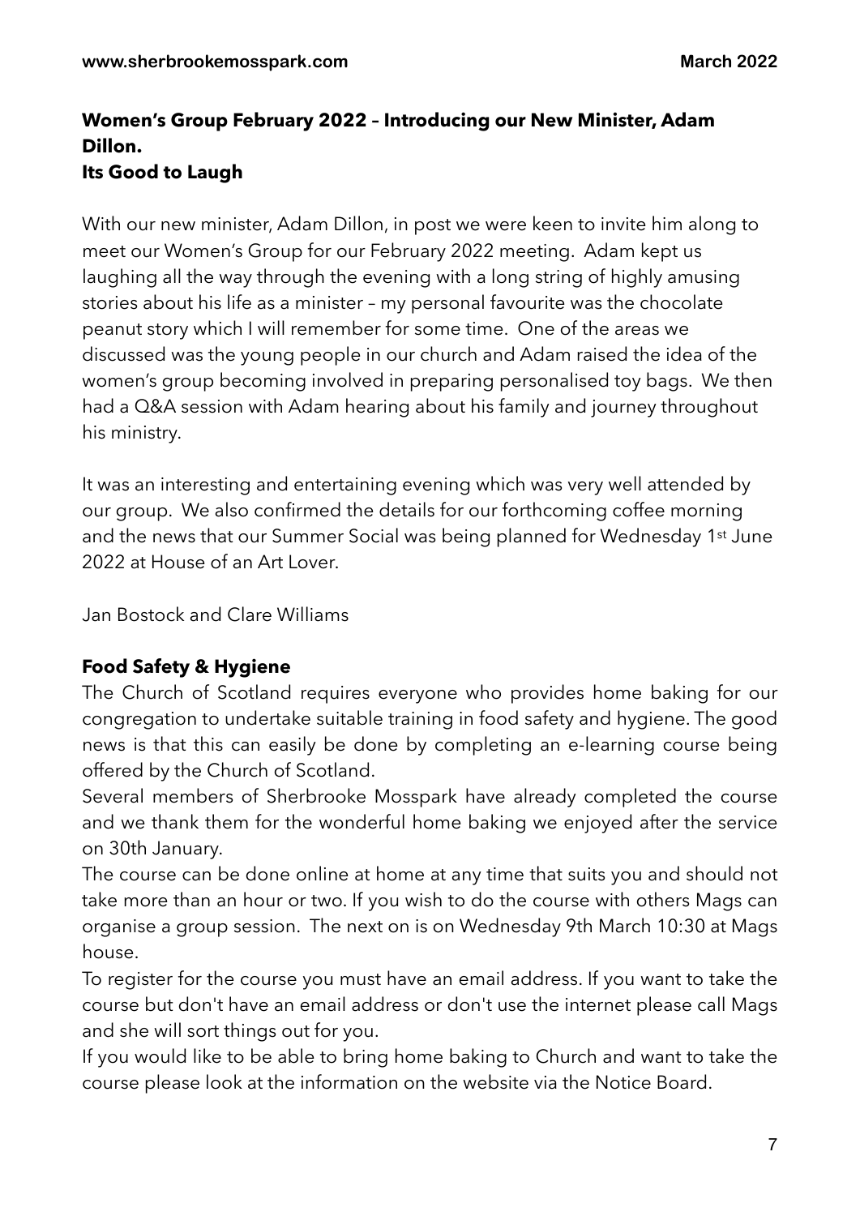## Women's Group February 2022 – Introducing our New Minister, Adam Dillon.
## Its Good to Laugh

With our new minister, Adam Dillon, in post we were keen to invite him along to meet our Women's Group for our February 2022 meeting. Adam kept us laughing all the way through the evening with a long string of highly amusing stories about his life as a minister – my personal favourite was the chocolate peanut story which I will remember for some time. One of the areas we discussed was the young people in our church and Adam raised the idea of the women's group becoming involved in preparing personalised toy bags. We then had a Q&A session with Adam hearing about his family and journey throughout his ministry.

It was an interesting and entertaining evening which was very well attended by our group. We also confirmed the details for our forthcoming coffee morning and the news that our Summer Social was being planned for Wednesday 1st June 2022 at House of an Art Lover.

Jan Bostock and Clare Williams

## Food Safety & Hygiene

The Church of Scotland requires everyone who provides home baking for our congregation to undertake suitable training in food safety and hygiene. The good news is that this can easily be done by completing an e-learning course being offered by the Church of Scotland.

Several members of Sherbrooke Mosspark have already completed the course and we thank them for the wonderful home baking we enjoyed after the service on 30th January.

The course can be done online at home at any time that suits you and should not take more than an hour or two. If you wish to do the course with others Mags can organise a group session. The next on is on Wednesday 9th March 10:30 at Mags house.

To register for the course you must have an email address. If you want to take the course but don't have an email address or don't use the internet please call Mags and she will sort things out for you.

If you would like to be able to bring home baking to Church and want to take the course please look at the information on the website via the Notice Board.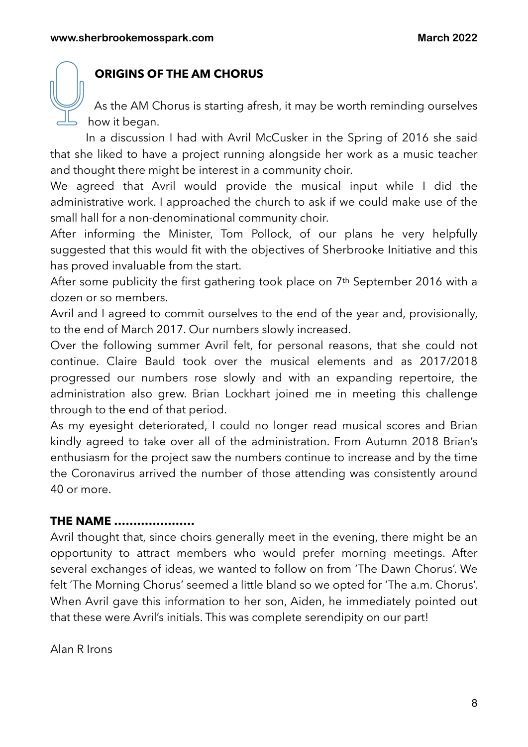## ORIGINS OF THE AM CHORUS

As the AM Chorus is starting afresh, it may be worth reminding ourselves how it began.

In a discussion I had with Avril McCusker in the Spring of 2016 she said that she liked to have a project running alongside her work as a music teacher and thought there might be interest in a community choir.

We agreed that Avril would provide the musical input while I did the administrative work. I approached the church to ask if we could make use of the small hall for a non-denominational community choir.

After informing the Minister, Tom Pollock, of our plans he very helpfully suggested that this would fit with the objectives of Sherbrooke Initiative and this has proved invaluable from the start.

After some publicity the first gathering took place on 7th September 2016 with a dozen or so members.

Avril and I agreed to commit ourselves to the end of the year and, provisionally, to the end of March 2017. Our numbers slowly increased.

Over the following summer Avril felt, for personal reasons, that she could not continue. Claire Bauld took over the musical elements and as 2017/2018 progressed our numbers rose slowly and with an expanding repertoire, the administration also grew. Brian Lockhart joined me in meeting this challenge through to the end of that period.

As my eyesight deteriorated, I could no longer read musical scores and Brian kindly agreed to take over all of the administration. From Autumn 2018 Brian's enthusiasm for the project saw the numbers continue to increase and by the time the Coronavirus arrived the number of those attending was consistently around 40 or more.

**THE NAME …………………**

Avril thought that, since choirs generally meet in the evening, there might be an opportunity to attract members who would prefer morning meetings. After several exchanges of ideas, we wanted to follow on from 'The Dawn Chorus'. We felt 'The Morning Chorus' seemed a little bland so we opted for 'The a.m. Chorus'. When Avril gave this information to her son, Aiden, he immediately pointed out that these were Avril's initials. This was complete serendipity on our part!

Alan R Irons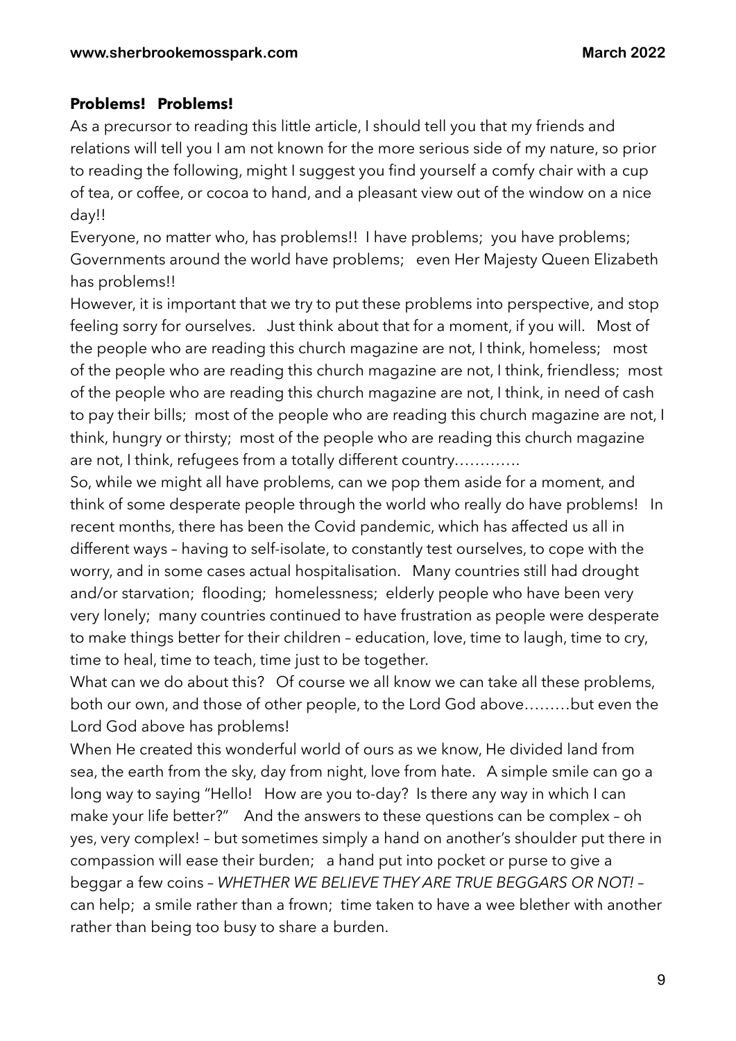**Problems! Problems!**

As a precursor to reading this little article, I should tell you that my friends and relations will tell you I am not known for the more serious side of my nature, so prior to reading the following, might I suggest you find yourself a comfy chair with a cup of tea, or coffee, or cocoa to hand, and a pleasant view out of the window on a nice day!!

Everyone, no matter who, has problems!! I have problems; you have problems; Governments around the world have problems; even Her Majesty Queen Elizabeth has problems!!

However, it is important that we try to put these problems into perspective, and stop feeling sorry for ourselves. Just think about that for a moment, if you will. Most of the people who are reading this church magazine are not, I think, homeless; most of the people who are reading this church magazine are not, I think, friendless; most of the people who are reading this church magazine are not, I think, in need of cash to pay their bills; most of the people who are reading this church magazine are not, I think, hungry or thirsty; most of the people who are reading this church magazine are not, I think, refugees from a totally different country………….

So, while we might all have problems, can we pop them aside for a moment, and think of some desperate people through the world who really do have problems! In recent months, there has been the Covid pandemic, which has affected us all in different ways – having to self-isolate, to constantly test ourselves, to cope with the worry, and in some cases actual hospitalisation. Many countries still had drought and/or starvation; flooding; homelessness; elderly people who have been very very lonely; many countries continued to have frustration as people were desperate to make things better for their children – education, love, time to laugh, time to cry, time to heal, time to teach, time just to be together.

What can we do about this? Of course we all know we can take all these problems, both our own, and those of other people, to the Lord God above………but even the Lord God above has problems!

When He created this wonderful world of ours as we know, He divided land from sea, the earth from the sky, day from night, love from hate. A simple smile can go a long way to saying "Hello! How are you to-day? Is there any way in which I can make your life better?" And the answers to these questions can be complex – oh yes, very complex! – but sometimes simply a hand on another's shoulder put there in compassion will ease their burden; a hand put into pocket or purse to give a beggar a few coins – *WHETHER WE BELIEVE THEY ARE TRUE BEGGARS OR NOT!* – can help; a smile rather than a frown; time taken to have a wee blether with another rather than being too busy to share a burden.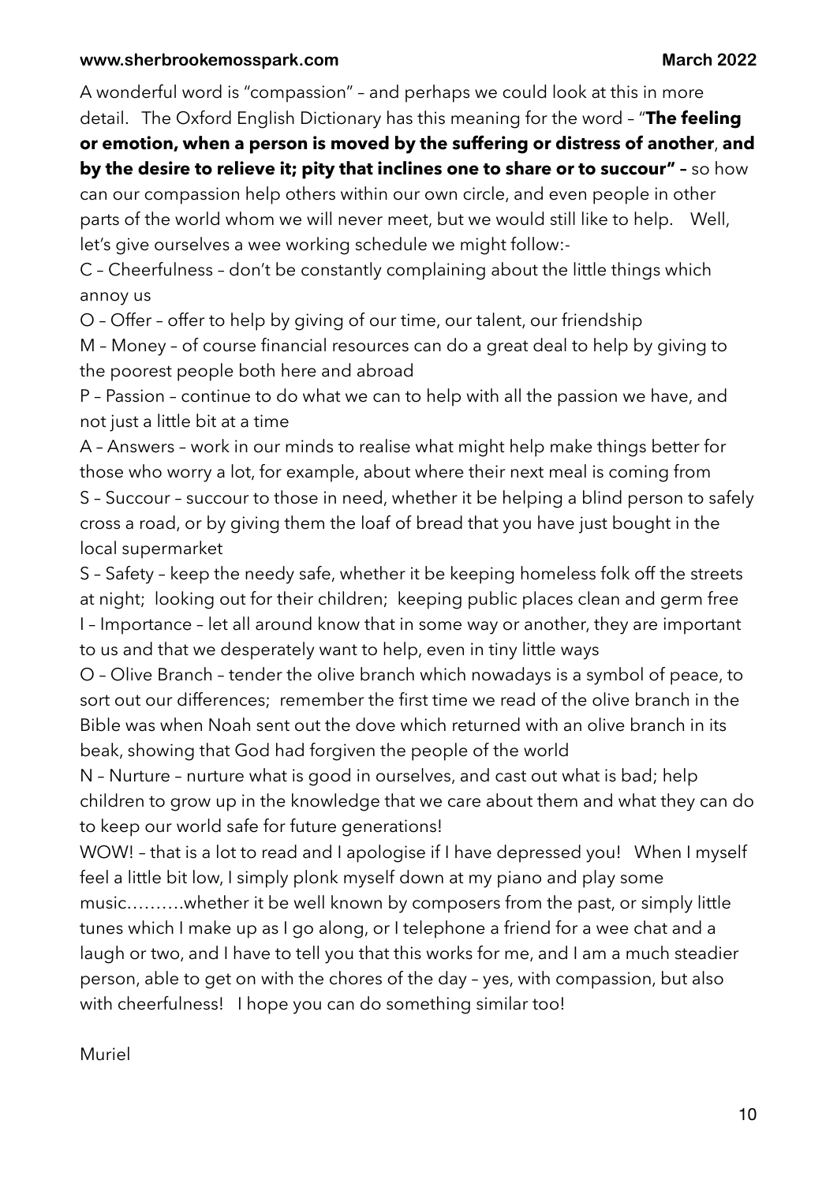A wonderful word is "compassion" – and perhaps we could look at this in more detail. The Oxford English Dictionary has this meaning for the word – "**The feeling or emotion, when a person is moved by the suffering or distress of another**, **and by the desire to relieve it; pity that inclines one to share or to succour" –** so how can our compassion help others within our own circle, and even people in other parts of the world whom we will never meet, but we would still like to help. Well, let's give ourselves a wee working schedule we might follow:-

C – Cheerfulness – don't be constantly complaining about the little things which annoy us

O – Offer – offer to help by giving of our time, our talent, our friendship

M – Money – of course financial resources can do a great deal to help by giving to the poorest people both here and abroad

P – Passion – continue to do what we can to help with all the passion we have, and not just a little bit at a time

A – Answers – work in our minds to realise what might help make things better for those who worry a lot, for example, about where their next meal is coming from

S – Succour – succour to those in need, whether it be helping a blind person to safely cross a road, or by giving them the loaf of bread that you have just bought in the local supermarket

S – Safety – keep the needy safe, whether it be keeping homeless folk off the streets at night; looking out for their children; keeping public places clean and germ free

I – Importance – let all around know that in some way or another, they are important to us and that we desperately want to help, even in tiny little ways

O – Olive Branch – tender the olive branch which nowadays is a symbol of peace, to sort out our differences; remember the first time we read of the olive branch in the Bible was when Noah sent out the dove which returned with an olive branch in its beak, showing that God had forgiven the people of the world

N – Nurture – nurture what is good in ourselves, and cast out what is bad; help children to grow up in the knowledge that we care about them and what they can do to keep our world safe for future generations!

WOW! – that is a lot to read and I apologise if I have depressed you! When I myself feel a little bit low, I simply plonk myself down at my piano and play some music……….whether it be well known by composers from the past, or simply little tunes which I make up as I go along, or I telephone a friend for a wee chat and a laugh or two, and I have to tell you that this works for me, and I am a much steadier person, able to get on with the chores of the day – yes, with compassion, but also with cheerfulness! I hope you can do something similar too!

Muriel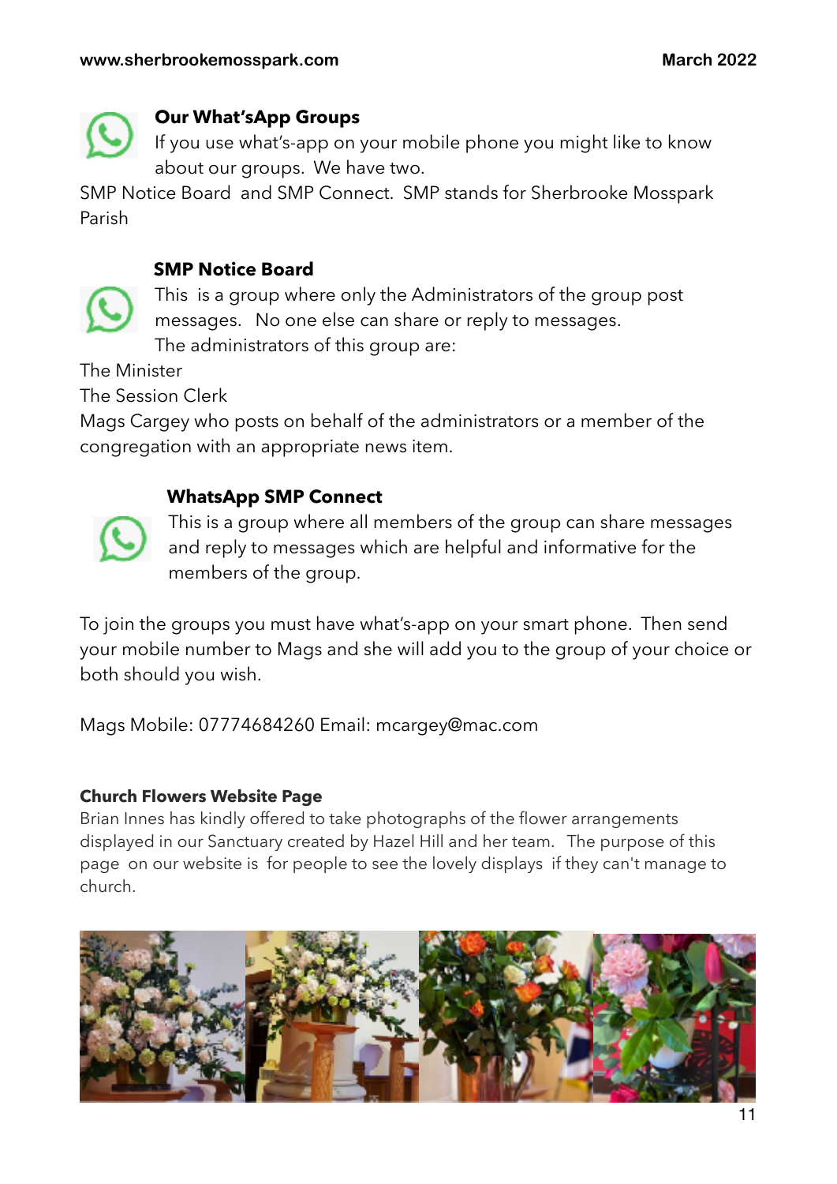## Our What'sApp Groups

If you use what's-app on your mobile phone you might like to know about our groups. We have two.

SMP Notice Board and SMP Connect. SMP stands for Sherbrooke Mosspark Parish

### SMP Notice Board

This is a group where only the Administrators of the group post messages. No one else can share or reply to messages.

The administrators of this group are:

The Minister

The Session Clerk

Mags Cargey who posts on behalf of the administrators or a member of the congregation with an appropriate news item.

### WhatsApp SMP Connect

This is a group where all members of the group can share messages and reply to messages which are helpful and informative for the members of the group.

To join the groups you must have what's-app on your smart phone. Then send your mobile number to Mags and she will add you to the group of your choice or both should you wish.

Mags Mobile: 07774684260 Email: mcargey@mac.com

## Church Flowers Website Page

Brian Innes has kindly offered to take photographs of the flower arrangements displayed in our Sanctuary created by Hazel Hill and her team. The purpose of this page on our website is for people to see the lovely displays if they can't manage to church.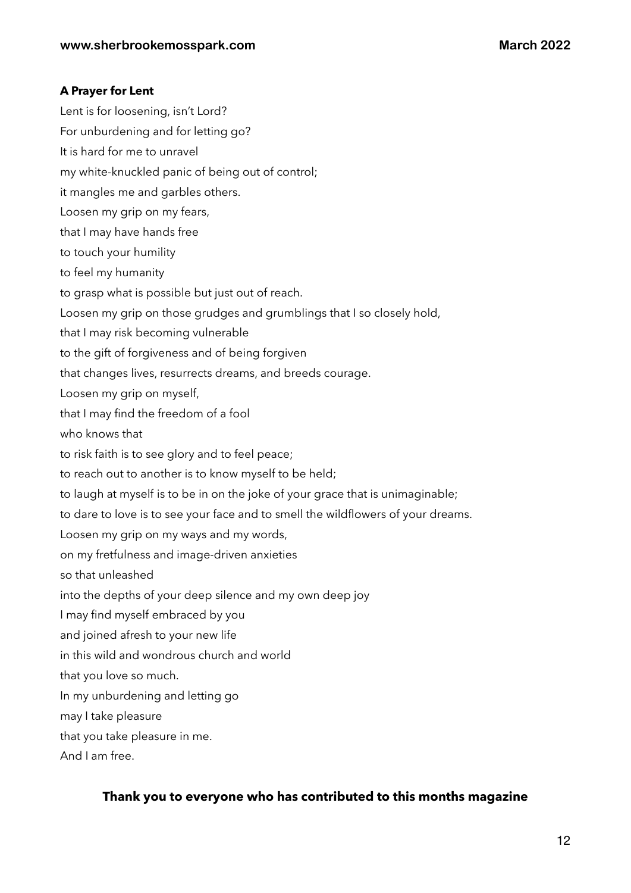**A Prayer for Lent**

Lent is for loosening, isn't Lord?  
For unburdening and for letting go?  
It is hard for me to unravel  
my white-knuckled panic of being out of control;  
it mangles me and garbles others.  
Loosen my grip on my fears,  
that I may have hands free  
to touch your humility  
to feel my humanity  
to grasp what is possible but just out of reach.  
Loosen my grip on those grudges and grumblings that I so closely hold,  
that I may risk becoming vulnerable  
to the gift of forgiveness and of being forgiven  
that changes lives, resurrects dreams, and breeds courage.  
Loosen my grip on myself,  
that I may find the freedom of a fool  
who knows that  
to risk faith is to see glory and to feel peace;  
to reach out to another is to know myself to be held;  
to laugh at myself is to be in on the joke of your grace that is unimaginable;  
to dare to love is to see your face and to smell the wildflowers of your dreams.  
Loosen my grip on my ways and my words,  
on my fretfulness and image-driven anxieties  
so that unleashed  
into the depths of your deep silence and my own deep joy  
I may find myself embraced by you  
and joined afresh to your new life  
in this wild and wondrous church and world  
that you love so much.  
In my unburdening and letting go  
may I take pleasure  
that you take pleasure in me.  
And I am free.

**Thank you to everyone who has contributed to this months magazine**